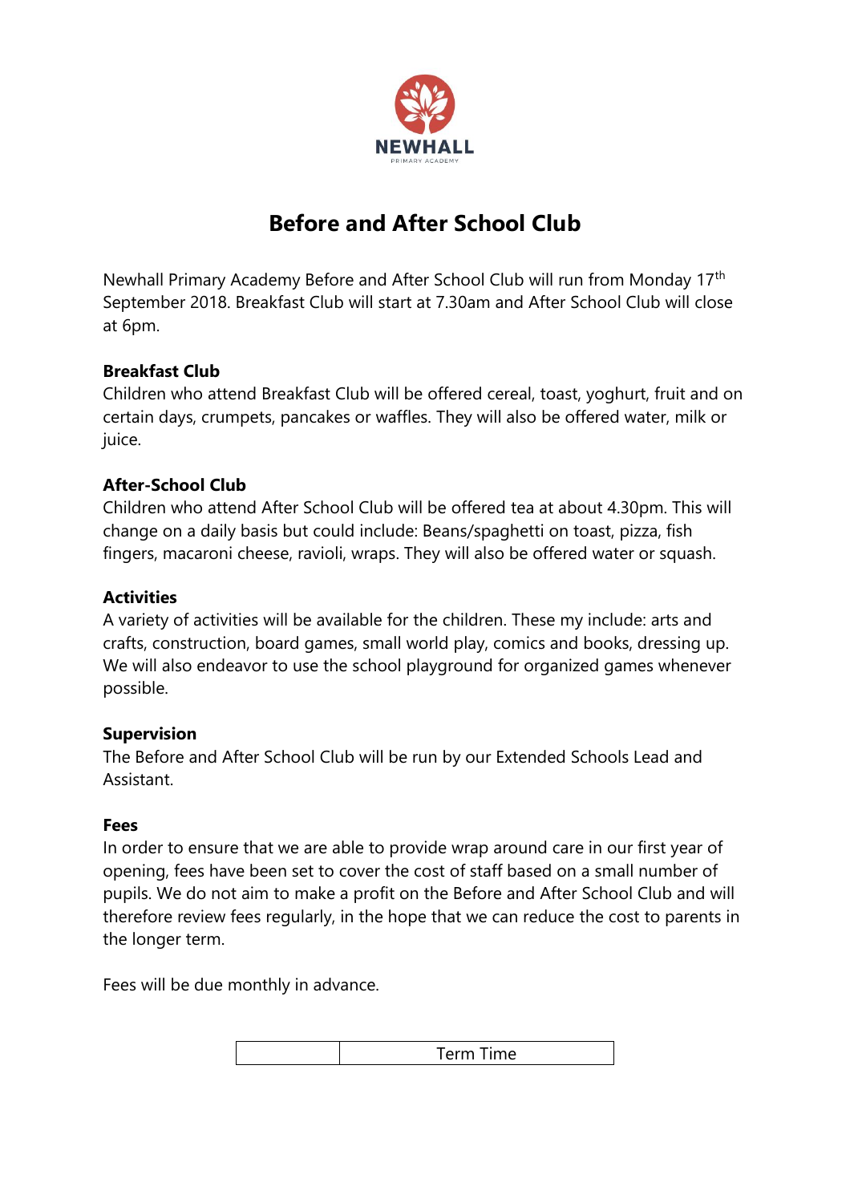NEWHALL

PRIMARY ACADEMY

# Before and After School Club

Newhall Primary Academy Before and After School Club will run from Monday 17th September 2018. Breakfast Club will start at 7.30am and After School Club will close at 6pm.

**Breakfast Club**

Children who attend Breakfast Club will be offered cereal, toast, yoghurt, fruit and on certain days, crumpets, pancakes or waffles. They will also be offered water, milk or juice.

**After-School Club**

Children who attend After School Club will be offered tea at about 4.30pm. This will change on a daily basis but could include: Beans/spaghetti on toast, pizza, fish fingers, macaroni cheese, ravioli, wraps. They will also be offered water or squash.

**Activities**

A variety of activities will be available for the children. These my include: arts and crafts, construction, board games, small world play, comics and books, dressing up. We will also endeavor to use the school playground for organized games whenever possible.

**Supervision**

The Before and After School Club will be run by our Extended Schools Lead and Assistant.

**Fees**

In order to ensure that we are able to provide wrap around care in our first year of opening, fees have been set to cover the cost of staff based on a small number of pupils. We do not aim to make a profit on the Before and After School Club and will therefore review fees regularly, in the hope that we can reduce the cost to parents in the longer term.

Fees will be due monthly in advance.

| | Term Time |
|---|---|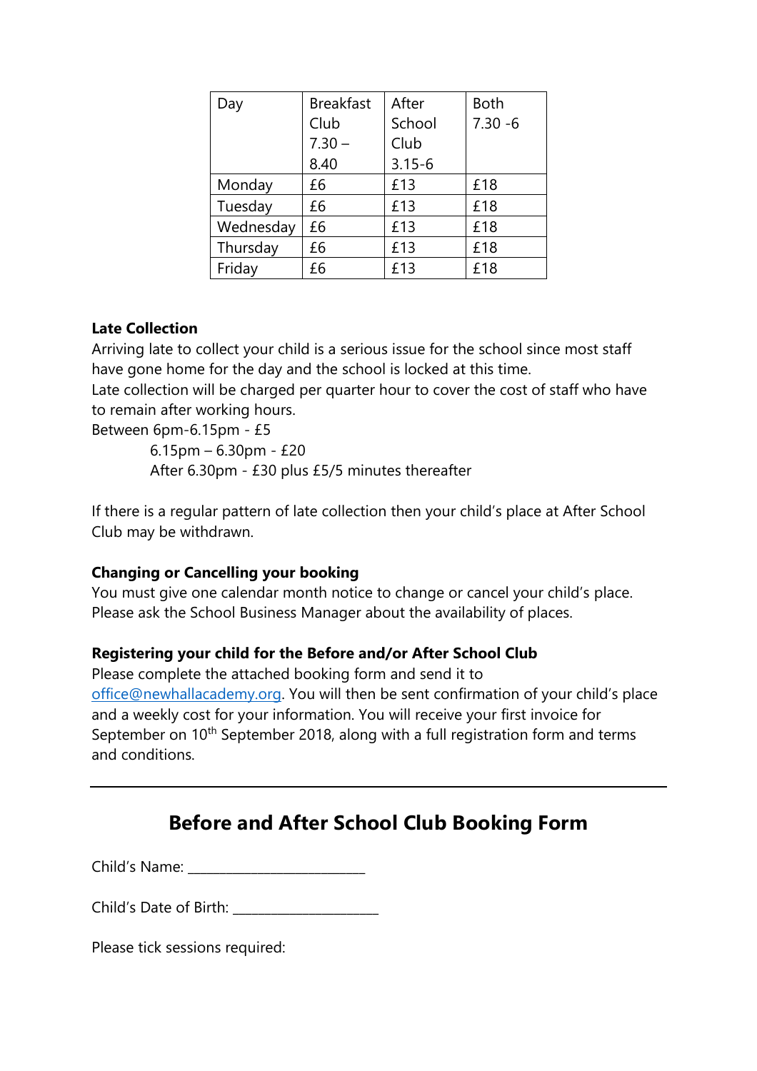| Day | Breakfast Club 7.30 – 8.40 | After School Club 3.15-6 | Both 7.30 -6 |
|---|---|---|---|
| Monday | £6 | £13 | £18 |
| Tuesday | £6 | £13 | £18 |
| Wednesday | £6 | £13 | £18 |
| Thursday | £6 | £13 | £18 |
| Friday | £6 | £13 | £18 |

**Late Collection**

Arriving late to collect your child is a serious issue for the school since most staff have gone home for the day and the school is locked at this time.

Late collection will be charged per quarter hour to cover the cost of staff who have to remain after working hours.

Between 6pm-6.15pm - £5

6.15pm – 6.30pm - £20

After 6.30pm - £30 plus £5/5 minutes thereafter

If there is a regular pattern of late collection then your child's place at After School Club may be withdrawn.

**Changing or Cancelling your booking**

You must give one calendar month notice to change or cancel your child's place. Please ask the School Business Manager about the availability of places.

**Registering your child for the Before and/or After School Club**

Please complete the attached booking form and send it to office@newhallacademy.org. You will then be sent confirmation of your child's place and a weekly cost for your information. You will receive your first invoice for September on 10th September 2018, along with a full registration form and terms and conditions.

---

## Before and After School Club Booking Form

Child's Name: ________________________

Child's Date of Birth: ____________________

Please tick sessions required: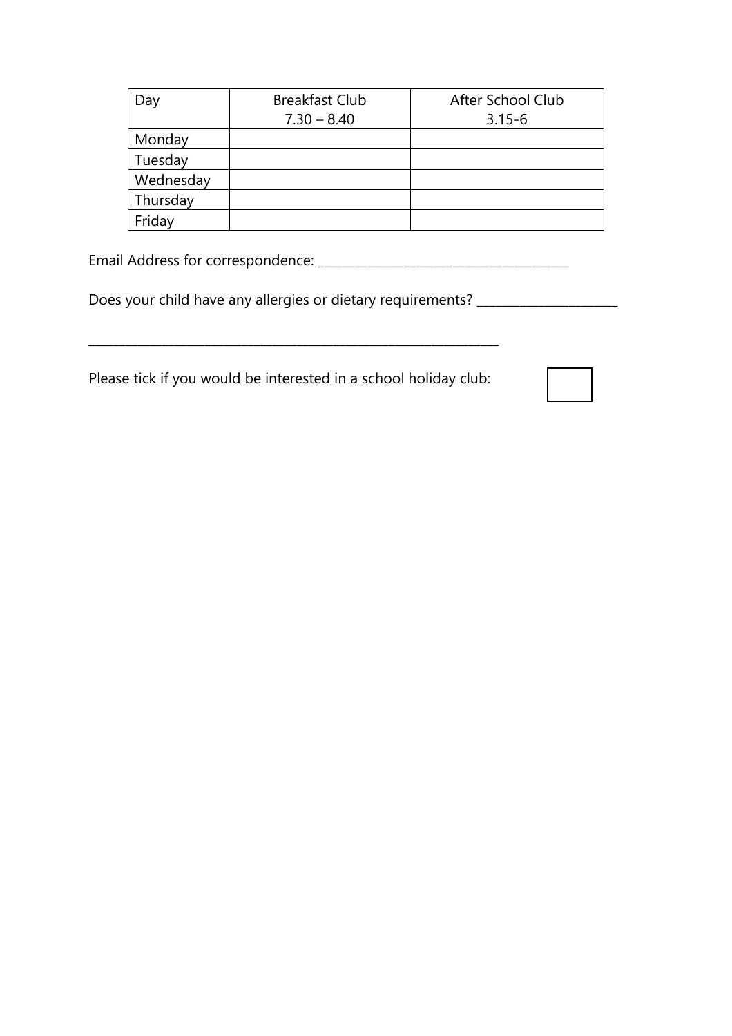| Day | Breakfast Club 7.30 – 8.40 | After School Club 3.15-6 |
|---|---|---|
| Monday | | |
| Tuesday | | |
| Wednesday | | |
| Thursday | | |
| Friday | | |

Email Address for correspondence: ______________________________________

Does your child have any allergies or dietary requirements? ______________________

_________________________________________________________________

Please tick if you would be interested in a school holiday club: ☐